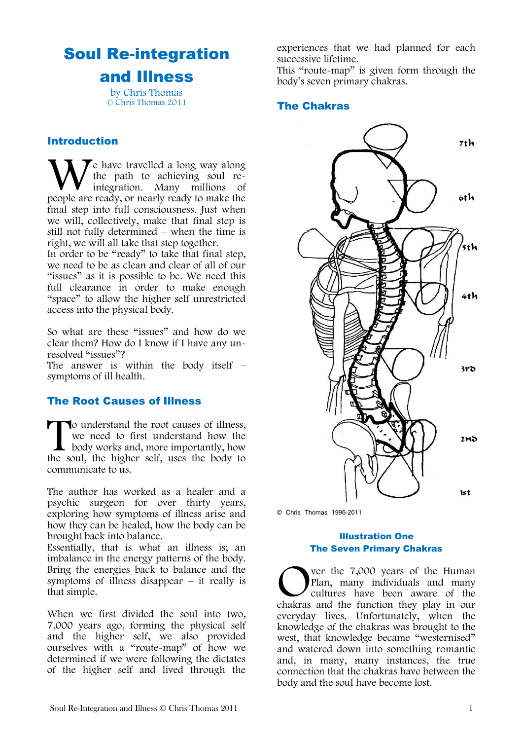# Soul Re-integration and Illness

by Chris Thomas
© Chris Thomas 2011

## Introduction

We have travelled a long way along the path to achieving soul re-integration. Many millions of people are ready, or nearly ready to make the final step into full consciousness. Just when we will, collectively, make that final step is still not fully determined – when the time is right, we will all take that step together.

In order to be "ready" to take that final step, we need to be as clean and clear of all of our "issues" as it is possible to be. We need this full clearance in order to make enough "space" to allow the higher self unrestricted access into the physical body.

So what are these "issues" and how do we clear them? How do I know if I have any un-resolved "issues"?

The answer is within the body itself – symptoms of ill health.

## The Root Causes of Illness

To understand the root causes of illness, we need to first understand how the body works and, more importantly, how the soul, the higher self, uses the body to communicate to us.

The author has worked as a healer and a psychic surgeon for over thirty years, exploring how symptoms of illness arise and how they can be healed, how the body can be brought back into balance.

Essentially, that is what an illness is; an imbalance in the energy patterns of the body. Bring the energies back to balance and the symptoms of illness disappear – it really is that simple.

When we first divided the soul into two, 7,000 years ago, forming the physical self and the higher self, we also provided ourselves with a "route-map" of how we determined if we were following the dictates of the higher self and lived through the experiences that we had planned for each successive lifetime.

This "route-map" is given form through the body's seven primary chakras.

## The Chakras

7th
6th
5th
4th
3rd
2nd
1st

© Chris Thomas 1996-2011

**Illustration One**
**The Seven Primary Chakras**

Over the 7,000 years of the Human Plan, many individuals and many cultures have been aware of the chakras and the function they play in our everyday lives. Unfortunately, when the knowledge of the chakras was brought to the west, that knowledge became "westernised" and watered down into something romantic and, in many, many instances, the true connection that the chakras have between the body and the soul have become lost.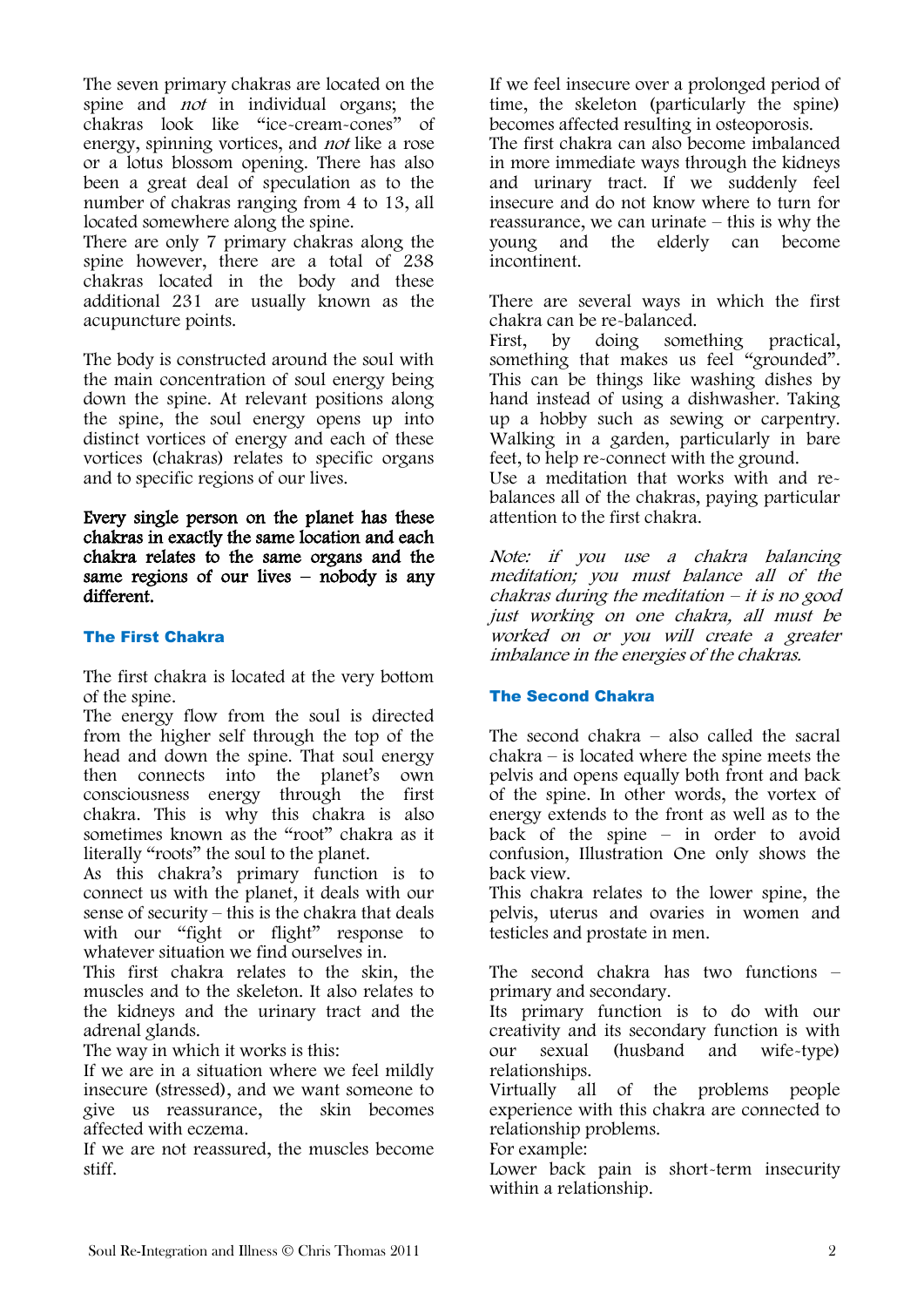The seven primary chakras are located on the spine and *not* in individual organs; the chakras look like "ice-cream-cones" of energy, spinning vortices, and *not* like a rose or a lotus blossom opening. There has also been a great deal of speculation as to the number of chakras ranging from 4 to 13, all located somewhere along the spine.
There are only 7 primary chakras along the spine however, there are a total of 238 chakras located in the body and these additional 231 are usually known as the acupuncture points.

The body is constructed around the soul with the main concentration of soul energy being down the spine. At relevant positions along the spine, the soul energy opens up into distinct vortices of energy and each of these vortices (chakras) relates to specific organs and to specific regions of our lives.

**Every single person on the planet has these chakras in exactly the same location and each chakra relates to the same organs and the same regions of our lives – nobody is any different.**

### The First Chakra

The first chakra is located at the very bottom of the spine.
The energy flow from the soul is directed from the higher self through the top of the head and down the spine. That soul energy then connects into the planet's own consciousness energy through the first chakra. This is why this chakra is also sometimes known as the "root" chakra as it literally "roots" the soul to the planet.
As this chakra's primary function is to connect us with the planet, it deals with our sense of security – this is the chakra that deals with our "fight or flight" response to whatever situation we find ourselves in.
This first chakra relates to the skin, the muscles and to the skeleton. It also relates to the kidneys and the urinary tract and the adrenal glands.
The way in which it works is this:
If we are in a situation where we feel mildly insecure (stressed), and we want someone to give us reassurance, the skin becomes affected with eczema.
If we are not reassured, the muscles become stiff.
If we feel insecure over a prolonged period of time, the skeleton (particularly the spine) becomes affected resulting in osteoporosis.
The first chakra can also become imbalanced in more immediate ways through the kidneys and urinary tract. If we suddenly feel insecure and do not know where to turn for reassurance, we can urinate – this is why the young and the elderly can become incontinent.

There are several ways in which the first chakra can be re-balanced.
First, by doing something practical, something that makes us feel "grounded". This can be things like washing dishes by hand instead of using a dishwasher. Taking up a hobby such as sewing or carpentry. Walking in a garden, particularly in bare feet, to help re-connect with the ground.
Use a meditation that works with and re-balances all of the chakras, paying particular attention to the first chakra.

*Note: if you use a chakra balancing meditation; you must balance all of the chakras during the meditation – it is no good just working on one chakra, all must be worked on or you will create a greater imbalance in the energies of the chakras.*

### The Second Chakra

The second chakra – also called the sacral chakra – is located where the spine meets the pelvis and opens equally both front and back of the spine. In other words, the vortex of energy extends to the front as well as to the back of the spine – in order to avoid confusion, Illustration One only shows the back view.
This chakra relates to the lower spine, the pelvis, uterus and ovaries in women and testicles and prostate in men.

The second chakra has two functions – primary and secondary.
Its primary function is to do with our creativity and its secondary function is with our sexual (husband and wife-type) relationships.
Virtually all of the problems people experience with this chakra are connected to relationship problems.
For example:
Lower back pain is short-term insecurity within a relationship.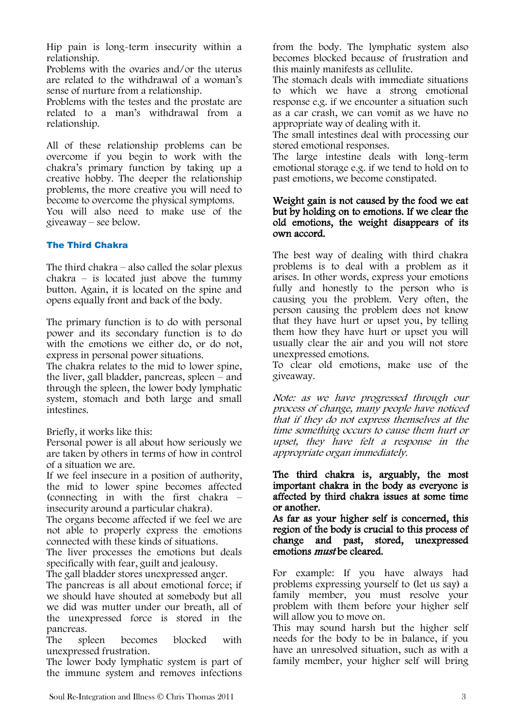Hip pain is long-term insecurity within a relationship.
Problems with the ovaries and/or the uterus are related to the withdrawal of a woman's sense of nurture from a relationship.
Problems with the testes and the prostate are related to a man's withdrawal from a relationship.

All of these relationship problems can be overcome if you begin to work with the chakra's primary function by taking up a creative hobby. The deeper the relationship problems, the more creative you will need to become to overcome the physical symptoms.
You will also need to make use of the giveaway – see below.

## The Third Chakra

The third chakra – also called the solar plexus chakra – is located just above the tummy button. Again, it is located on the spine and opens equally front and back of the body.

The primary function is to do with personal power and its secondary function is to do with the emotions we either do, or do not, express in personal power situations.
The chakra relates to the mid to lower spine, the liver, gall bladder, pancreas, spleen – and through the spleen, the lower body lymphatic system, stomach and both large and small intestines.

Briefly, it works like this:
Personal power is all about how seriously we are taken by others in terms of how in control of a situation we are.
If we feel insecure in a position of authority, the mid to lower spine becomes affected (connecting in with the first chakra – insecurity around a particular chakra).
The organs become affected if we feel we are not able to properly express the emotions connected with these kinds of situations.
The liver processes the emotions but deals specifically with fear, guilt and jealousy.
The gall bladder stores unexpressed anger.
The pancreas is all about emotional force; if we should have shouted at somebody but all we did was mutter under our breath, all of the unexpressed force is stored in the pancreas.
The spleen becomes blocked with unexpressed frustration.
The lower body lymphatic system is part of the immune system and removes infections from the body. The lymphatic system also becomes blocked because of frustration and this mainly manifests as cellulite.
The stomach deals with immediate situations to which we have a strong emotional response e.g. if we encounter a situation such as a car crash, we can vomit as we have no appropriate way of dealing with it.
The small intestines deal with processing our stored emotional responses.
The large intestine deals with long-term emotional storage e.g. if we tend to hold on to past emotions, we become constipated.

**Weight gain is not caused by the food we eat but by holding on to emotions. If we clear the old emotions, the weight disappears of its own accord.**

The best way of dealing with third chakra problems is to deal with a problem as it arises. In other words, express your emotions fully and honestly to the person who is causing you the problem. Very often, the person causing the problem does not know that they have hurt or upset you, by telling them how they have hurt or upset you will usually clear the air and you will not store unexpressed emotions.
To clear old emotions, make use of the giveaway.

*Note: as we have progressed through our process of change, many people have noticed that if they do not express themselves at the time something occurs to cause them hurt or upset, they have felt a response in the appropriate organ immediately.*

**The third chakra is, arguably, the most important chakra in the body as everyone is affected by third chakra issues at some time or another.**
**As far as your higher self is concerned, this region of the body is crucial to this process of change and past, stored, unexpressed emotions *must* be cleared.**

For example: If you have always had problems expressing yourself to (let us say) a family member, you must resolve your problem with them before your higher self will allow you to move on.
This may sound harsh but the higher self needs for the body to be in balance, if you have an unresolved situation, such as with a family member, your higher self will bring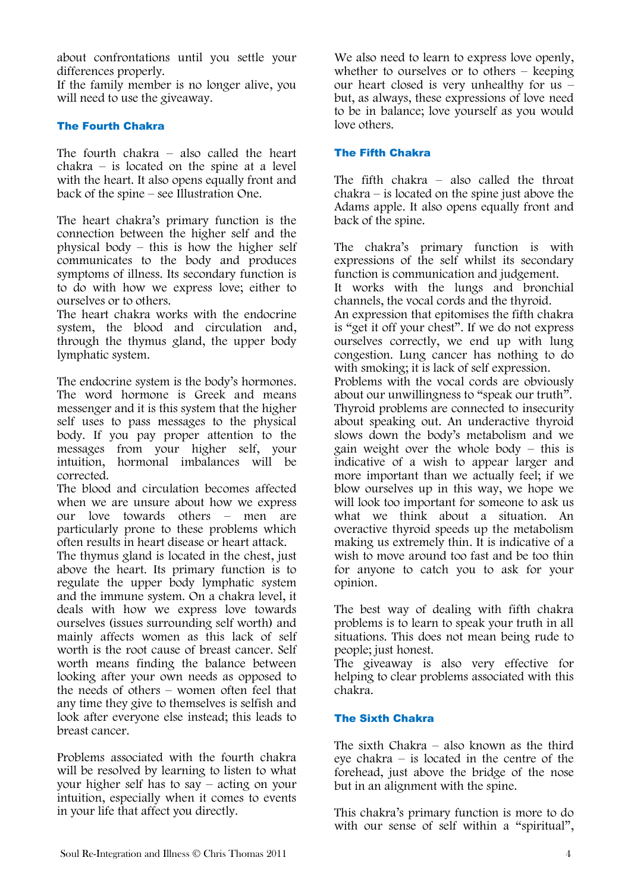about confrontations until you settle your differences properly.
If the family member is no longer alive, you will need to use the giveaway.

### The Fourth Chakra

The fourth chakra – also called the heart chakra – is located on the spine at a level with the heart. It also opens equally front and back of the spine – see Illustration One.

The heart chakra's primary function is the connection between the higher self and the physical body – this is how the higher self communicates to the body and produces symptoms of illness. Its secondary function is to do with how we express love; either to ourselves or to others.
The heart chakra works with the endocrine system, the blood and circulation and, through the thymus gland, the upper body lymphatic system.

The endocrine system is the body's hormones. The word hormone is Greek and means messenger and it is this system that the higher self uses to pass messages to the physical body. If you pay proper attention to the messages from your higher self, your intuition, hormonal imbalances will be corrected.
The blood and circulation becomes affected when we are unsure about how we express our love towards others – men are particularly prone to these problems which often results in heart disease or heart attack.
The thymus gland is located in the chest, just above the heart. Its primary function is to regulate the upper body lymphatic system and the immune system. On a chakra level, it deals with how we express love towards ourselves (issues surrounding self worth) and mainly affects women as this lack of self worth is the root cause of breast cancer. Self worth means finding the balance between looking after your own needs as opposed to the needs of others – women often feel that any time they give to themselves is selfish and look after everyone else instead; this leads to breast cancer.

Problems associated with the fourth chakra will be resolved by learning to listen to what your higher self has to say – acting on your intuition, especially when it comes to events in your life that affect you directly.

We also need to learn to express love openly, whether to ourselves or to others – keeping our heart closed is very unhealthy for us – but, as always, these expressions of love need to be in balance; love yourself as you would love others.

### The Fifth Chakra

The fifth chakra – also called the throat chakra – is located on the spine just above the Adams apple. It also opens equally front and back of the spine.

The chakra's primary function is with expressions of the self whilst its secondary function is communication and judgement.
It works with the lungs and bronchial channels, the vocal cords and the thyroid.
An expression that epitomises the fifth chakra is "get it off your chest". If we do not express ourselves correctly, we end up with lung congestion. Lung cancer has nothing to do with smoking; it is lack of self expression.
Problems with the vocal cords are obviously about our unwillingness to "speak our truth".
Thyroid problems are connected to insecurity about speaking out. An underactive thyroid slows down the body's metabolism and we gain weight over the whole body – this is indicative of a wish to appear larger and more important than we actually feel; if we blow ourselves up in this way, we hope we will look too important for someone to ask us what we think about a situation. An overactive thyroid speeds up the metabolism making us extremely thin. It is indicative of a wish to move around too fast and be too thin for anyone to catch you to ask for your opinion.

The best way of dealing with fifth chakra problems is to learn to speak your truth in all situations. This does not mean being rude to people; just honest.
The giveaway is also very effective for helping to clear problems associated with this chakra.

### The Sixth Chakra

The sixth Chakra – also known as the third eye chakra – is located in the centre of the forehead, just above the bridge of the nose but in an alignment with the spine.

This chakra's primary function is more to do with our sense of self within a "spiritual",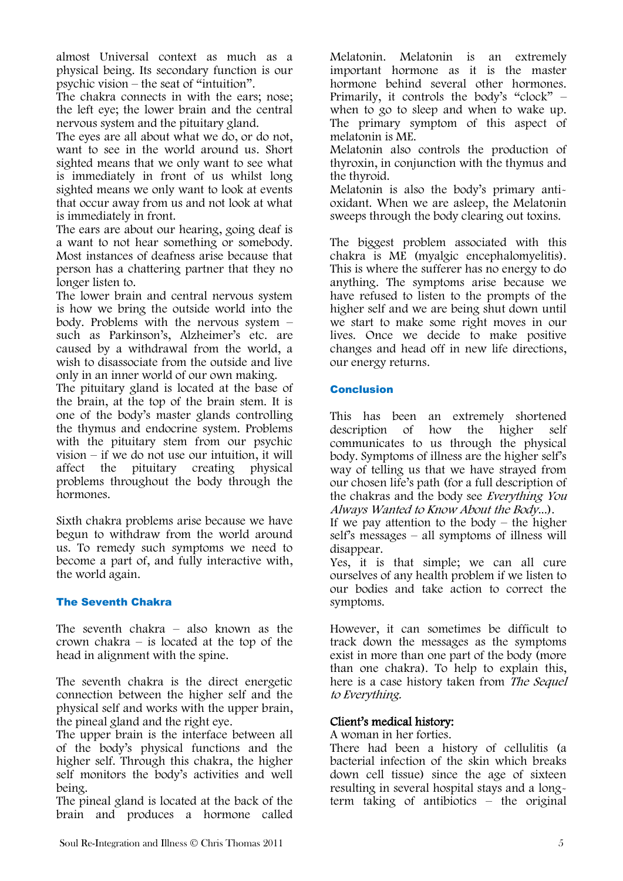almost Universal context as much as a physical being. Its secondary function is our psychic vision – the seat of "intuition".
The chakra connects in with the ears; nose; the left eye; the lower brain and the central nervous system and the pituitary gland.
The eyes are all about what we do, or do not, want to see in the world around us. Short sighted means that we only want to see what is immediately in front of us whilst long sighted means we only want to look at events that occur away from us and not look at what is immediately in front.
The ears are about our hearing, going deaf is a want to not hear something or somebody. Most instances of deafness arise because that person has a chattering partner that they no longer listen to.
The lower brain and central nervous system is how we bring the outside world into the body. Problems with the nervous system – such as Parkinson's, Alzheimer's etc. are caused by a withdrawal from the world, a wish to disassociate from the outside and live only in an inner world of our own making.
The pituitary gland is located at the base of the brain, at the top of the brain stem. It is one of the body's master glands controlling the thymus and endocrine system. Problems with the pituitary stem from our psychic vision – if we do not use our intuition, it will affect the pituitary creating physical problems throughout the body through the hormones.

Sixth chakra problems arise because we have begun to withdraw from the world around us. To remedy such symptoms we need to become a part of, and fully interactive with, the world again.

### The Seventh Chakra

The seventh chakra – also known as the crown chakra – is located at the top of the head in alignment with the spine.

The seventh chakra is the direct energetic connection between the higher self and the physical self and works with the upper brain, the pineal gland and the right eye.
The upper brain is the interface between all of the body's physical functions and the higher self. Through this chakra, the higher self monitors the body's activities and well being.
The pineal gland is located at the back of the brain and produces a hormone called Melatonin. Melatonin is an extremely important hormone as it is the master hormone behind several other hormones. Primarily, it controls the body's "clock" – when to go to sleep and when to wake up. The primary symptom of this aspect of melatonin is ME.
Melatonin also controls the production of thyroxin, in conjunction with the thymus and the thyroid.
Melatonin is also the body's primary anti-oxidant. When we are asleep, the Melatonin sweeps through the body clearing out toxins.

The biggest problem associated with this chakra is ME (myalgic encephalomyelitis). This is where the sufferer has no energy to do anything. The symptoms arise because we have refused to listen to the prompts of the higher self and we are being shut down until we start to make some right moves in our lives. Once we decide to make positive changes and head off in new life directions, our energy returns.

### Conclusion

This has been an extremely shortened description of how the higher self communicates to us through the physical body. Symptoms of illness are the higher self's way of telling us that we have strayed from our chosen life's path (for a full description of the chakras and the body see *Everything You Always Wanted to Know About the Body...*).
If we pay attention to the body – the higher self's messages – all symptoms of illness will disappear.
Yes, it is that simple; we can all cure ourselves of any health problem if we listen to our bodies and take action to correct the symptoms.

However, it can sometimes be difficult to track down the messages as the symptoms exist in more than one part of the body (more than one chakra). To help to explain this, here is a case history taken from *The Sequel to Everything*.

**Client's medical history:**
A woman in her forties.
There had been a history of cellulitis (a bacterial infection of the skin which breaks down cell tissue) since the age of sixteen resulting in several hospital stays and a long-term taking of antibiotics – the original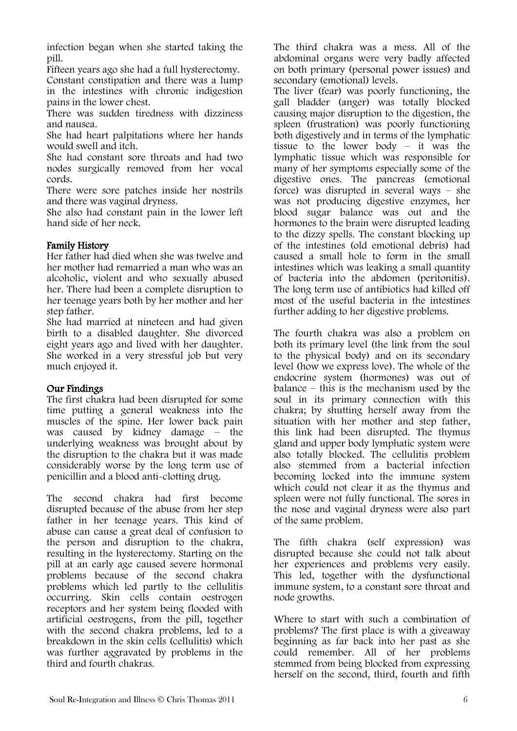infection began when she started taking the pill.

Fifteen years ago she had a full hysterectomy.

Constant constipation and there was a lump in the intestines with chronic indigestion pains in the lower chest.

There was sudden tiredness with dizziness and nausea.

She had heart palpitations where her hands would swell and itch.

She had constant sore throats and had two nodes surgically removed from her vocal cords.

There were sore patches inside her nostrils and there was vaginal dryness.

She also had constant pain in the lower left hand side of her neck.

**Family History**

Her father had died when she was twelve and her mother had remarried a man who was an alcoholic, violent and who sexually abused her. There had been a complete disruption to her teenage years both by her mother and her step father.

She had married at nineteen and had given birth to a disabled daughter. She divorced eight years ago and lived with her daughter. She worked in a very stressful job but very much enjoyed it.

**Our Findings**

The first chakra had been disrupted for some time putting a general weakness into the muscles of the spine. Her lower back pain was caused by kidney damage – the underlying weakness was brought about by the disruption to the chakra but it was made considerably worse by the long term use of penicillin and a blood anti-clotting drug.

The second chakra had first become disrupted because of the abuse from her step father in her teenage years. This kind of abuse can cause a great deal of confusion to the person and disruption to the chakra, resulting in the hysterectomy. Starting on the pill at an early age caused severe hormonal problems because of the second chakra problems which led partly to the cellulitis occurring. Skin cells contain oestrogen receptors and her system being flooded with artificial oestrogens, from the pill, together with the second chakra problems, led to a breakdown in the skin cells (cellulitis) which was further aggravated by problems in the third and fourth chakras.

The third chakra was a mess. All of the abdominal organs were very badly affected on both primary (personal power issues) and secondary (emotional) levels.

The liver (fear) was poorly functioning, the gall bladder (anger) was totally blocked causing major disruption to the digestion, the spleen (frustration) was poorly functioning both digestively and in terms of the lymphatic tissue to the lower body – it was the lymphatic tissue which was responsible for many of her symptoms especially some of the digestive ones. The pancreas (emotional force) was disrupted in several ways – she was not producing digestive enzymes, her blood sugar balance was out and the hormones to the brain were disrupted leading to the dizzy spells. The constant blocking up of the intestines (old emotional debris) had caused a small hole to form in the small intestines which was leaking a small quantity of bacteria into the abdomen (peritonitis). The long term use of antibiotics had killed off most of the useful bacteria in the intestines further adding to her digestive problems.

The fourth chakra was also a problem on both its primary level (the link from the soul to the physical body) and on its secondary level (how we express love). The whole of the endocrine system (hormones) was out of balance – this is the mechanism used by the soul in its primary connection with this chakra; by shutting herself away from the situation with her mother and step father, this link had been disrupted. The thymus gland and upper body lymphatic system were also totally blocked. The cellulitis problem also stemmed from a bacterial infection becoming locked into the immune system which could not clear it as the thymus and spleen were not fully functional. The sores in the nose and vaginal dryness were also part of the same problem.

The fifth chakra (self expression) was disrupted because she could not talk about her experiences and problems very easily. This led, together with the dysfunctional immune system, to a constant sore throat and node growths.

Where to start with such a combination of problems? The first place is with a giveaway beginning as far back into her past as she could remember. All of her problems stemmed from being blocked from expressing herself on the second, third, fourth and fifth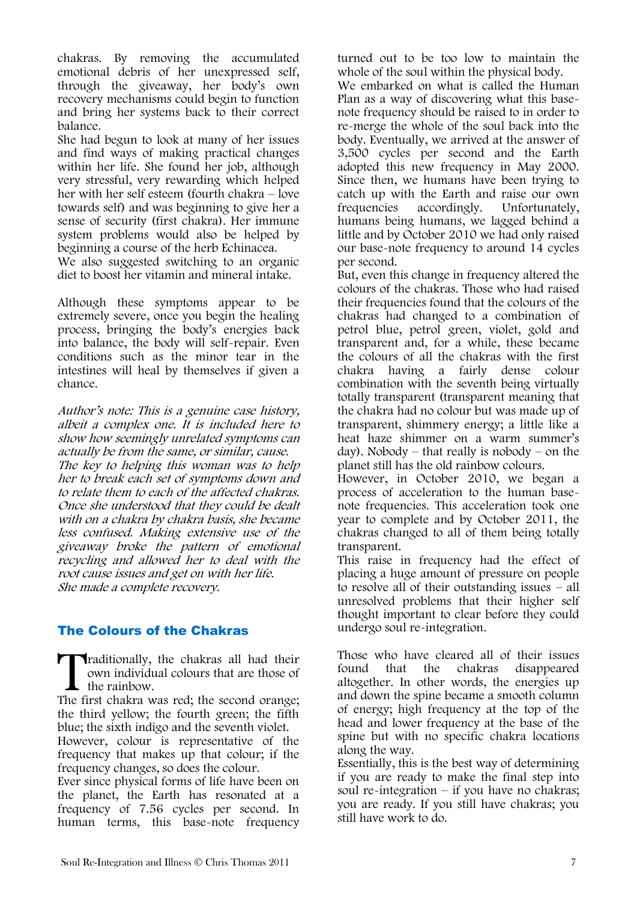chakras. By removing the accumulated emotional debris of her unexpressed self, through the giveaway, her body's own recovery mechanisms could begin to function and bring her systems back to their correct balance.

She had begun to look at many of her issues and find ways of making practical changes within her life. She found her job, although very stressful, very rewarding which helped her with her self esteem (fourth chakra – love towards self) and was beginning to give her a sense of security (first chakra). Her immune system problems would also be helped by beginning a course of the herb Echinacea.

We also suggested switching to an organic diet to boost her vitamin and mineral intake.

Although these symptoms appear to be extremely severe, once you begin the healing process, bringing the body's energies back into balance, the body will self-repair. Even conditions such as the minor tear in the intestines will heal by themselves if given a chance.

*Author's note: This is a genuine case history, albeit a complex one. It is included here to show how seemingly unrelated symptoms can actually be from the same, or similar, cause.*
*The key to helping this woman was to help her to break each set of symptoms down and to relate them to each of the affected chakras. Once she understood that they could be dealt with on a chakra by chakra basis, she became less confused. Making extensive use of the giveaway broke the pattern of emotional recycling and allowed her to deal with the root cause issues and get on with her life.*
*She made a complete recovery.*

## The Colours of the Chakras

Traditionally, the chakras all had their own individual colours that are those of the rainbow.

The first chakra was red; the second orange; the third yellow; the fourth green; the fifth blue; the sixth indigo and the seventh violet.

However, colour is representative of the frequency that makes up that colour; if the frequency changes, so does the colour.

Ever since physical forms of life have been on the planet, the Earth has resonated at a frequency of 7.56 cycles per second. In human terms, this base-note frequency turned out to be too low to maintain the whole of the soul within the physical body.

We embarked on what is called the Human Plan as a way of discovering what this base-note frequency should be raised to in order to re-merge the whole of the soul back into the body. Eventually, we arrived at the answer of 3,500 cycles per second and the Earth adopted this new frequency in May 2000. Since then, we humans have been trying to catch up with the Earth and raise our own frequencies accordingly. Unfortunately, humans being humans, we lagged behind a little and by October 2010 we had only raised our base-note frequency to around 14 cycles per second.

But, even this change in frequency altered the colours of the chakras. Those who had raised their frequencies found that the colours of the chakras had changed to a combination of petrol blue, petrol green, violet, gold and transparent and, for a while, these became the colours of all the chakras with the first chakra having a fairly dense colour combination with the seventh being virtually totally transparent (transparent meaning that the chakra had no colour but was made up of transparent, shimmery energy; a little like a heat haze shimmer on a warm summer's day). Nobody – that really is nobody – on the planet still has the old rainbow colours.

However, in October 2010, we began a process of acceleration to the human base-note frequencies. This acceleration took one year to complete and by October 2011, the chakras changed to all of them being totally transparent.

This raise in frequency had the effect of placing a huge amount of pressure on people to resolve all of their outstanding issues – all unresolved problems that their higher self thought important to clear before they could undergo soul re-integration.

Those who have cleared all of their issues found that the chakras disappeared altogether. In other words, the energies up and down the spine became a smooth column of energy; high frequency at the top of the head and lower frequency at the base of the spine but with no specific chakra locations along the way.

Essentially, this is the best way of determining if you are ready to make the final step into soul re-integration – if you have no chakras; you are ready. If you still have chakras; you still have work to do.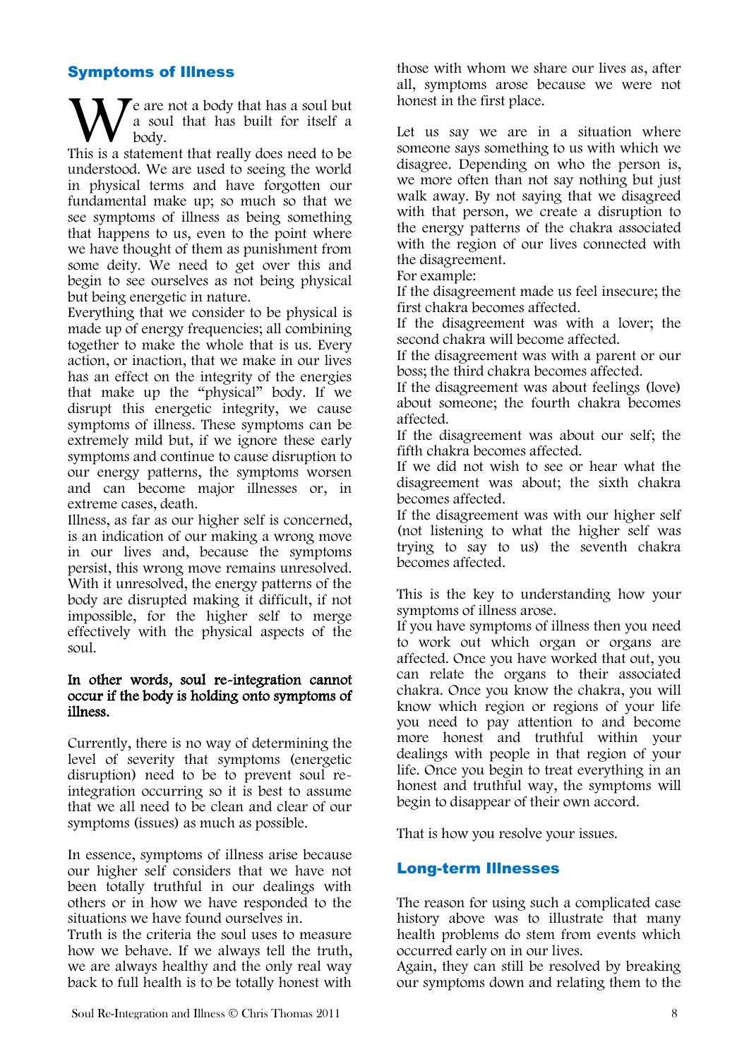## Symptoms of Illness

We are not a body that has a soul but a soul that has built for itself a body.

This is a statement that really does need to be understood. We are used to seeing the world in physical terms and have forgotten our fundamental make up; so much so that we see symptoms of illness as being something that happens to us, even to the point where we have thought of them as punishment from some deity. We need to get over this and begin to see ourselves as not being physical but being energetic in nature.

Everything that we consider to be physical is made up of energy frequencies; all combining together to make the whole that is us. Every action, or inaction, that we make in our lives has an effect on the integrity of the energies that make up the "physical" body. If we disrupt this energetic integrity, we cause symptoms of illness. These symptoms can be extremely mild but, if we ignore these early symptoms and continue to cause disruption to our energy patterns, the symptoms worsen and can become major illnesses or, in extreme cases, death.

Illness, as far as our higher self is concerned, is an indication of our making a wrong move in our lives and, because the symptoms persist, this wrong move remains unresolved. With it unresolved, the energy patterns of the body are disrupted making it difficult, if not impossible, for the higher self to merge effectively with the physical aspects of the soul.

**In other words, soul re-integration cannot occur if the body is holding onto symptoms of illness.**

Currently, there is no way of determining the level of severity that symptoms (energetic disruption) need to be to prevent soul re-integration occurring so it is best to assume that we all need to be clean and clear of our symptoms (issues) as much as possible.

In essence, symptoms of illness arise because our higher self considers that we have not been totally truthful in our dealings with others or in how we have responded to the situations we have found ourselves in.

Truth is the criteria the soul uses to measure how we behave. If we always tell the truth, we are always healthy and the only real way back to full health is to be totally honest with those with whom we share our lives as, after all, symptoms arose because we were not honest in the first place.

Let us say we are in a situation where someone says something to us with which we disagree. Depending on who the person is, we more often than not say nothing but just walk away. By not saying that we disagreed with that person, we create a disruption to the energy patterns of the chakra associated with the region of our lives connected with the disagreement.

For example:

If the disagreement made us feel insecure; the first chakra becomes affected.

If the disagreement was with a lover; the second chakra will become affected.

If the disagreement was with a parent or our boss; the third chakra becomes affected.

If the disagreement was about feelings (love) about someone; the fourth chakra becomes affected.

If the disagreement was about our self; the fifth chakra becomes affected.

If we did not wish to see or hear what the disagreement was about; the sixth chakra becomes affected.

If the disagreement was with our higher self (not listening to what the higher self was trying to say to us) the seventh chakra becomes affected.

This is the key to understanding how your symptoms of illness arose.

If you have symptoms of illness then you need to work out which organ or organs are affected. Once you have worked that out, you can relate the organs to their associated chakra. Once you know the chakra, you will know which region or regions of your life you need to pay attention to and become more honest and truthful within your dealings with people in that region of your life. Once you begin to treat everything in an honest and truthful way, the symptoms will begin to disappear of their own accord.

That is how you resolve your issues.

## Long-term Illnesses

The reason for using such a complicated case history above was to illustrate that many health problems do stem from events which occurred early on in our lives.

Again, they can still be resolved by breaking our symptoms down and relating them to the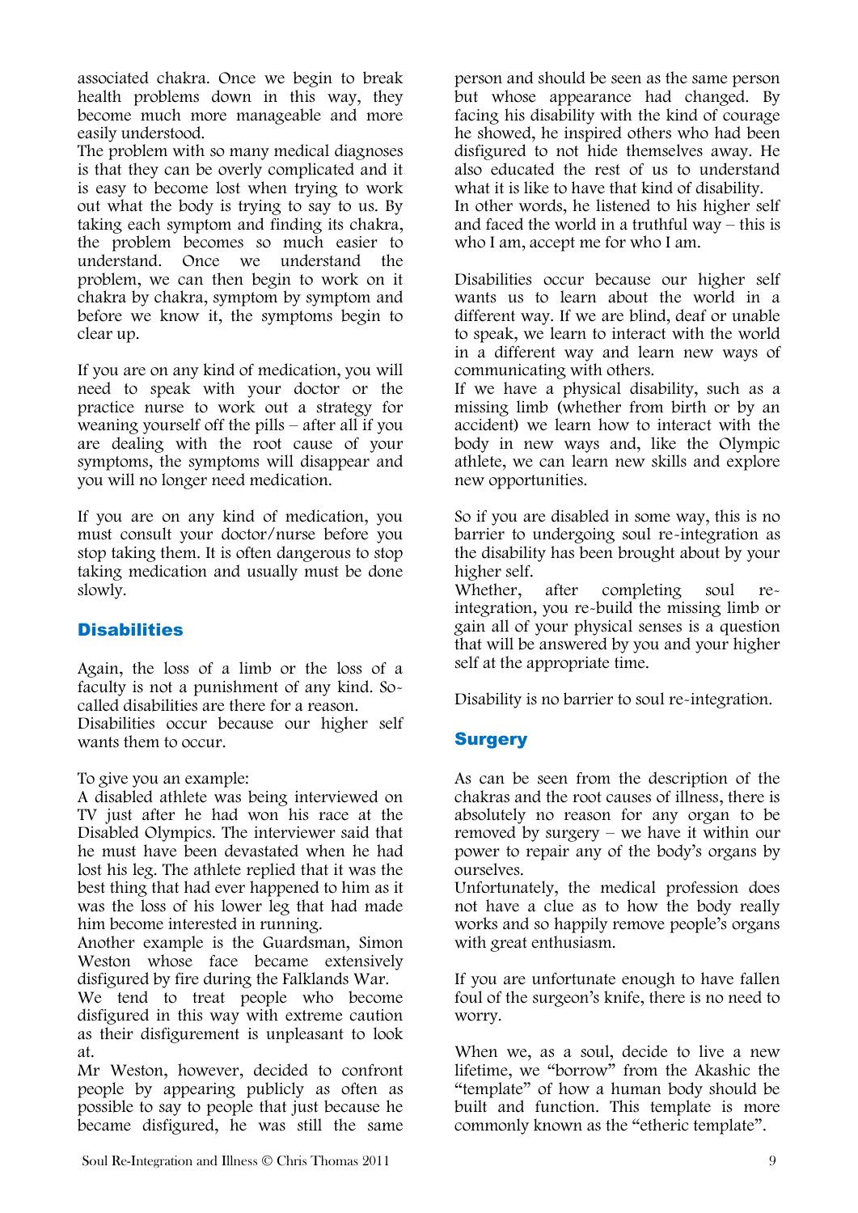associated chakra. Once we begin to break health problems down in this way, they become much more manageable and more easily understood.
The problem with so many medical diagnoses is that they can be overly complicated and it is easy to become lost when trying to work out what the body is trying to say to us. By taking each symptom and finding its chakra, the problem becomes so much easier to understand. Once we understand the problem, we can then begin to work on it chakra by chakra, symptom by symptom and before we know it, the symptoms begin to clear up.

If you are on any kind of medication, you will need to speak with your doctor or the practice nurse to work out a strategy for weaning yourself off the pills – after all if you are dealing with the root cause of your symptoms, the symptoms will disappear and you will no longer need medication.

If you are on any kind of medication, you must consult your doctor/nurse before you stop taking them. It is often dangerous to stop taking medication and usually must be done slowly.

## Disabilities

Again, the loss of a limb or the loss of a faculty is not a punishment of any kind. So-called disabilities are there for a reason.
Disabilities occur because our higher self wants them to occur.

To give you an example:
A disabled athlete was being interviewed on TV just after he had won his race at the Disabled Olympics. The interviewer said that he must have been devastated when he had lost his leg. The athlete replied that it was the best thing that had ever happened to him as it was the loss of his lower leg that had made him become interested in running.
Another example is the Guardsman, Simon Weston whose face became extensively disfigured by fire during the Falklands War.
We tend to treat people who become disfigured in this way with extreme caution as their disfigurement is unpleasant to look at.
Mr Weston, however, decided to confront people by appearing publicly as often as possible to say to people that just because he became disfigured, he was still the same person and should be seen as the same person but whose appearance had changed. By facing his disability with the kind of courage he showed, he inspired others who had been disfigured to not hide themselves away. He also educated the rest of us to understand what it is like to have that kind of disability.
In other words, he listened to his higher self and faced the world in a truthful way – this is who I am, accept me for who I am.

Disabilities occur because our higher self wants us to learn about the world in a different way. If we are blind, deaf or unable to speak, we learn to interact with the world in a different way and learn new ways of communicating with others.
If we have a physical disability, such as a missing limb (whether from birth or by an accident) we learn how to interact with the body in new ways and, like the Olympic athlete, we can learn new skills and explore new opportunities.

So if you are disabled in some way, this is no barrier to undergoing soul re-integration as the disability has been brought about by your higher self.
Whether, after completing soul re-integration, you re-build the missing limb or gain all of your physical senses is a question that will be answered by you and your higher self at the appropriate time.

Disability is no barrier to soul re-integration.

## Surgery

As can be seen from the description of the chakras and the root causes of illness, there is absolutely no reason for any organ to be removed by surgery – we have it within our power to repair any of the body's organs by ourselves.
Unfortunately, the medical profession does not have a clue as to how the body really works and so happily remove people's organs with great enthusiasm.

If you are unfortunate enough to have fallen foul of the surgeon's knife, there is no need to worry.

When we, as a soul, decide to live a new lifetime, we "borrow" from the Akashic the "template" of how a human body should be built and function. This template is more commonly known as the "etheric template".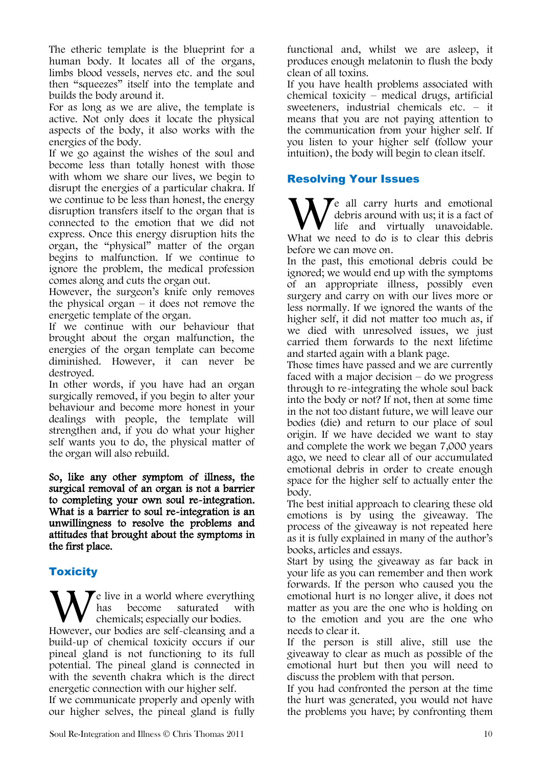The etheric template is the blueprint for a human body. It locates all of the organs, limbs blood vessels, nerves etc. and the soul then "squeezes" itself into the template and builds the body around it.

For as long as we are alive, the template is active. Not only does it locate the physical aspects of the body, it also works with the energies of the body.

If we go against the wishes of the soul and become less than totally honest with those with whom we share our lives, we begin to disrupt the energies of a particular chakra. If we continue to be less than honest, the energy disruption transfers itself to the organ that is connected to the emotion that we did not express. Once this energy disruption hits the organ, the "physical" matter of the organ begins to malfunction. If we continue to ignore the problem, the medical profession comes along and cuts the organ out.

However, the surgeon's knife only removes the physical organ – it does not remove the energetic template of the organ.

If we continue with our behaviour that brought about the organ malfunction, the energies of the organ template can become diminished. However, it can never be destroyed.

In other words, if you have had an organ surgically removed, if you begin to alter your behaviour and become more honest in your dealings with people, the template will strengthen and, if you do what your higher self wants you to do, the physical matter of the organ will also rebuild.

**So, like any other symptom of illness, the surgical removal of an organ is not a barrier to completing your own soul re-integration. What is a barrier to soul re-integration is an unwillingness to resolve the problems and attitudes that brought about the symptoms in the first place.**

## Toxicity

We live in a world where everything has become saturated with chemicals; especially our bodies. However, our bodies are self-cleansing and a build-up of chemical toxicity occurs if our pineal gland is not functioning to its full potential. The pineal gland is connected in with the seventh chakra which is the direct energetic connection with our higher self.

If we communicate properly and openly with our higher selves, the pineal gland is fully functional and, whilst we are asleep, it produces enough melatonin to flush the body clean of all toxins.

If you have health problems associated with chemical toxicity – medical drugs, artificial sweeteners, industrial chemicals etc. – it means that you are not paying attention to the communication from your higher self. If you listen to your higher self (follow your intuition), the body will begin to clean itself.

## Resolving Your Issues

We all carry hurts and emotional debris around with us; it is a fact of life and virtually unavoidable. What we need to do is to clear this debris before we can move on.

In the past, this emotional debris could be ignored; we would end up with the symptoms of an appropriate illness, possibly even surgery and carry on with our lives more or less normally. If we ignored the wants of the higher self, it did not matter too much as, if we died with unresolved issues, we just carried them forwards to the next lifetime and started again with a blank page.

Those times have passed and we are currently faced with a major decision – do we progress through to re-integrating the whole soul back into the body or not? If not, then at some time in the not too distant future, we will leave our bodies (die) and return to our place of soul origin. If we have decided we want to stay and complete the work we began 7,000 years ago, we need to clear all of our accumulated emotional debris in order to create enough space for the higher self to actually enter the body.

The best initial approach to clearing these old emotions is by using the giveaway. The process of the giveaway is not repeated here as it is fully explained in many of the author's books, articles and essays.

Start by using the giveaway as far back in your life as you can remember and then work forwards. If the person who caused you the emotional hurt is no longer alive, it does not matter as you are the one who is holding on to the emotion and you are the one who needs to clear it.

If the person is still alive, still use the giveaway to clear as much as possible of the emotional hurt but then you will need to discuss the problem with that person.

If you had confronted the person at the time the hurt was generated, you would not have the problems you have; by confronting them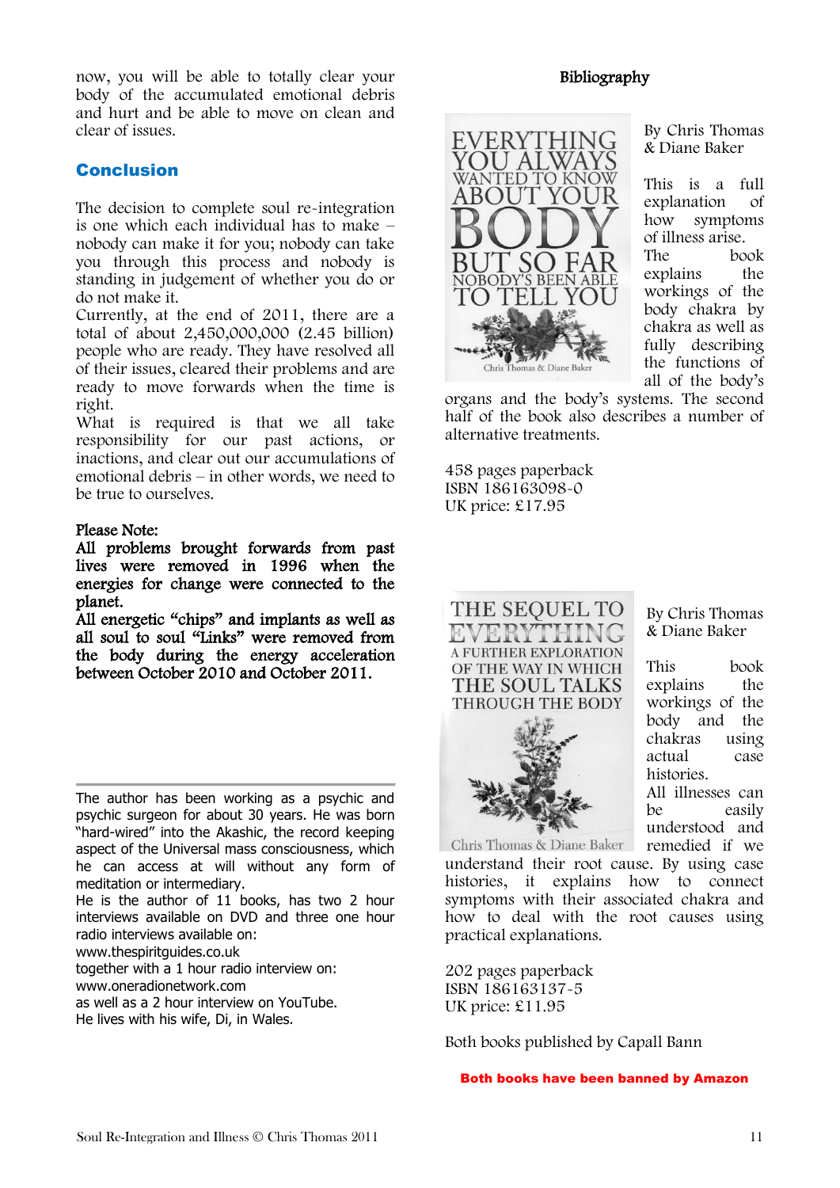now, you will be able to totally clear your body of the accumulated emotional debris and hurt and be able to move on clean and clear of issues.

## Conclusion

The decision to complete soul re-integration is one which each individual has to make – nobody can make it for you; nobody can take you through this process and nobody is standing in judgement of whether you do or do not make it.

Currently, at the end of 2011, there are a total of about 2,450,000,000 (2.45 billion) people who are ready. They have resolved all of their issues, cleared their problems and are ready to move forwards when the time is right.

What is required is that we all take responsibility for our past actions, or inactions, and clear out our accumulations of emotional debris – in other words, we need to be true to ourselves.

Please Note:

**All problems brought forwards from past lives were removed in 1996 when the energies for change were connected to the planet.**

**All energetic "chips" and implants as well as all soul to soul "Links" were removed from the body during the energy acceleration between October 2010 and October 2011.**

---

The author has been working as a psychic and psychic surgeon for about 30 years. He was born "hard-wired" into the Akashic, the record keeping aspect of the Universal mass consciousness, which he can access at will without any form of meditation or intermediary.

He is the author of 11 books, has two 2 hour interviews available on DVD and three one hour radio interviews available on:
www.thespiritguides.co.uk
together with a 1 hour radio interview on:
www.oneradionetwork.com
as well as a 2 hour interview on YouTube.
He lives with his wife, Di, in Wales.

## Bibliography

EVERYTHING YOU ALWAYS WANTED TO KNOW ABOUT YOUR BODY BUT SO FAR NOBODY'S BEEN ABLE TO TELL YOU
Chris Thomas & Diane Baker

By Chris Thomas & Diane Baker

This is a full explanation of how symptoms of illness arise. The book explains the workings of the body chakra by chakra as well as fully describing the functions of all of the body's organs and the body's systems. The second half of the book also describes a number of alternative treatments.

458 pages paperback
ISBN 186163098-0
UK price: £17.95

THE SEQUEL TO EVERYTHING
A FURTHER EXPLORATION OF THE WAY IN WHICH THE SOUL TALKS THROUGH THE BODY
Chris Thomas & Diane Baker

By Chris Thomas & Diane Baker

This book explains the workings of the body and the chakras using actual case histories. All illnesses can be easily understood and remedied if we understand their root cause. By using case histories, it explains how to connect symptoms with their associated chakra and how to deal with the root causes using practical explanations.

202 pages paperback
ISBN 186163137-5
UK price: £11.95

Both books published by Capall Bann

**Both books have been banned by Amazon**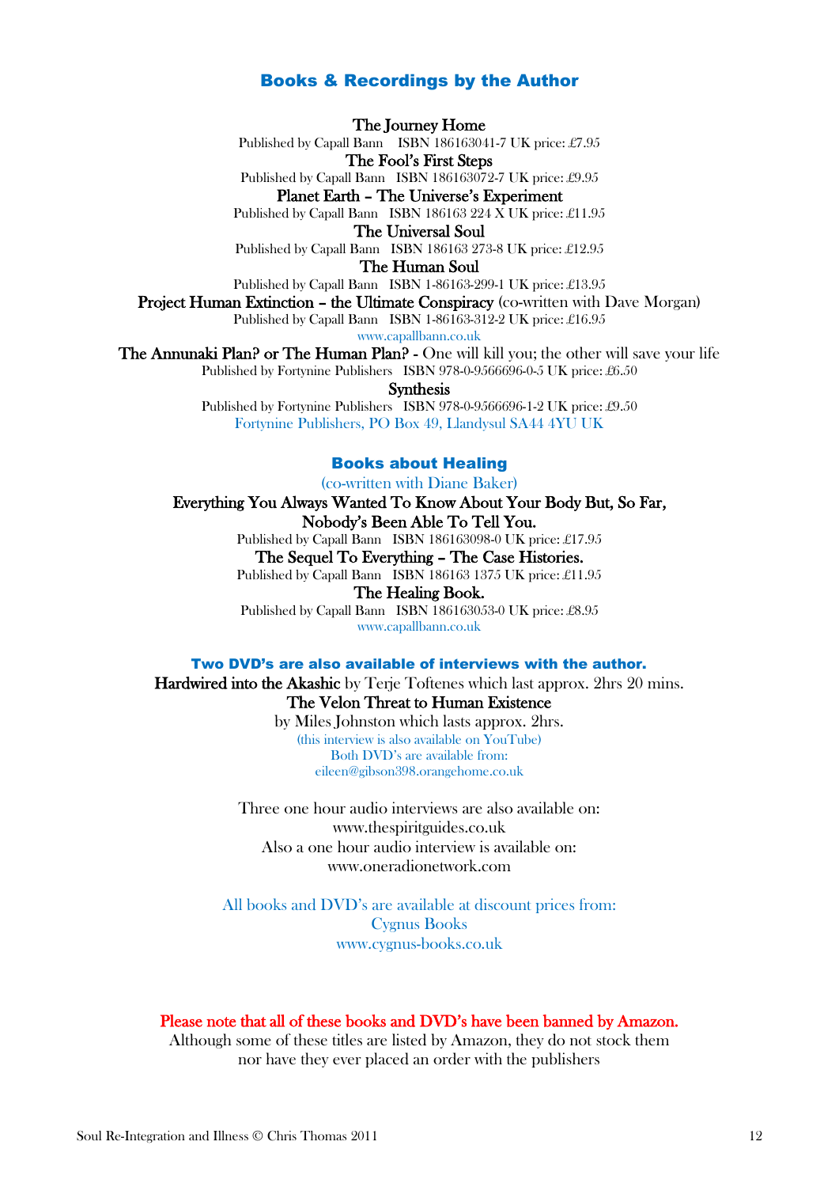## Books & Recordings by the Author

**The Journey Home**
Published by Capall Bann ISBN 186163041-7 UK price: £7.95

**The Fool's First Steps**
Published by Capall Bann ISBN 186163072-7 UK price: £9.95

**Planet Earth – The Universe's Experiment**
Published by Capall Bann ISBN 186163 224 X UK price: £11.95

**The Universal Soul**
Published by Capall Bann ISBN 186163 273-8 UK price: £12.95

**The Human Soul**
Published by Capall Bann ISBN 1-86163-299-1 UK price: £13.95

**Project Human Extinction – the Ultimate Conspiracy** (co-written with Dave Morgan)
Published by Capall Bann ISBN 1-86163-312-2 UK price: £16.95

www.capallbann.co.uk

**The Annunaki Plan? or The Human Plan? -** One will kill you; the other will save your life
Published by Fortynine Publishers ISBN 978-0-9566696-0-5 UK price: £6.50

**Synthesis**
Published by Fortynine Publishers ISBN 978-0-9566696-1-2 UK price: £9.50

Fortynine Publishers, PO Box 49, Llandysul SA44 4YU UK

## Books about Healing

(co-written with Diane Baker)

**Everything You Always Wanted To Know About Your Body But, So Far, Nobody's Been Able To Tell You.**
Published by Capall Bann ISBN 186163098-0 UK price: £17.95

**The Sequel To Everything – The Case Histories.**
Published by Capall Bann ISBN 186163 1375 UK price: £11.95

**The Healing Book.**
Published by Capall Bann ISBN 186163053-0 UK price: £8.95

www.capallbann.co.uk

### Two DVD's are also available of interviews with the author.

**Hardwired into the Akashic** by Terje Toftenes which last approx. 2hrs 20 mins.

**The Velon Threat to Human Existence**
by Miles Johnston which lasts approx. 2hrs.
(this interview is also available on YouTube)

Both DVD's are available from:
eileen@gibson398.orangehome.co.uk

Three one hour audio interviews are also available on:
www.thespiritguides.co.uk
Also a one hour audio interview is available on:
www.oneradionetwork.com

All books and DVD's are available at discount prices from:
Cygnus Books
www.cygnus-books.co.uk

Please note that all of these books and DVD's have been banned by Amazon.
Although some of these titles are listed by Amazon, they do not stock them nor have they ever placed an order with the publishers